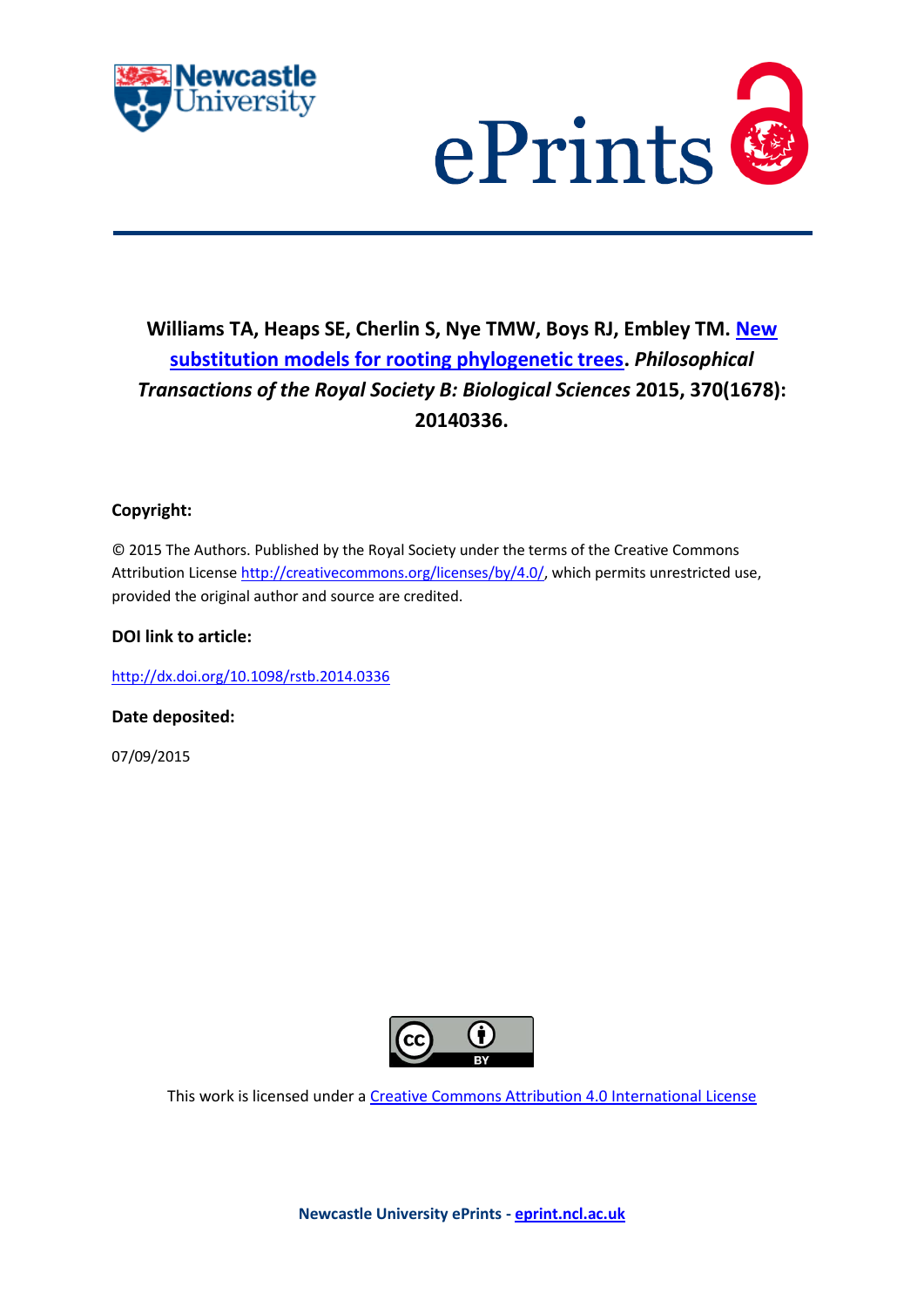**Williams TA, Heaps SE, Cherlin S, Nye TMW, Boys RJ, Embley TM. [New substitution models for rooting phylogenetic trees](http://dx.doi.org/10.1098/rstb.2014.0336).** ***Philosophical Transactions of the Royal Society B: Biological Sciences*** **2015, 370(1678): 20140336.**

**Copyright:**

© 2015 The Authors. Published by the Royal Society under the terms of the Creative Commons Attribution License http://creativecommons.org/licenses/by/4.0/, which permits unrestricted use, provided the original author and source are credited.

**DOI link to article:**

http://dx.doi.org/10.1098/rstb.2014.0336

**Date deposited:**

07/09/2015

This work is licensed under a Creative Commons Attribution 4.0 International License

**Newcastle University ePrints - eprint.ncl.ac.uk**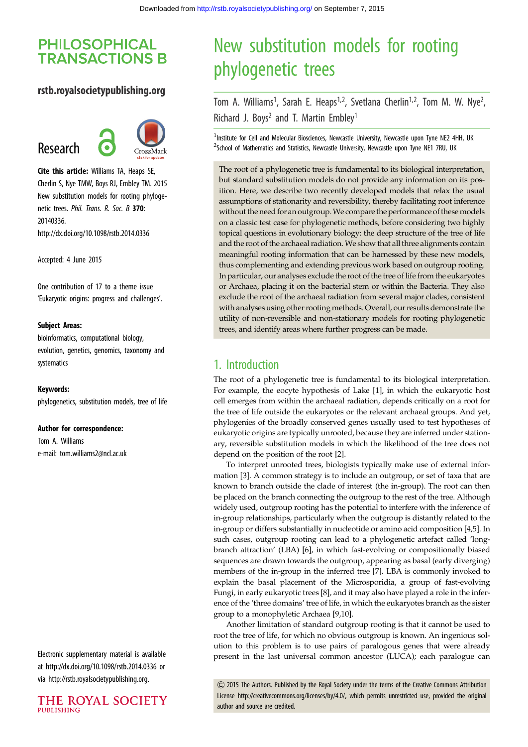# New substitution models for rooting phylogenetic trees

Tom A. Williams[1], Sarah E. Heaps[1,2], Svetlana Cherlin[1,2], Tom M. W. Nye[2], Richard J. Boys[2] and T. Martin Embley[1]

[1]Institute for Cell and Molecular Biosciences, Newcastle University, Newcastle upon Tyne NE2 4HH, UK
[2]School of Mathematics and Statistics, Newcastle University, Newcastle upon Tyne NE1 7RU, UK

## PHILOSOPHICAL TRANSACTIONS B

**rstb.royalsocietypublishing.org**

Research

**Cite this article:** Williams TA, Heaps SE, Cherlin S, Nye TMW, Boys RJ, Embley TM. 2015 New substitution models for rooting phylogenetic trees. *Phil. Trans. R. Soc. B* **370**: 20140336.
http://dx.doi.org/10.1098/rstb.2014.0336

Accepted: 4 June 2015

One contribution of 17 to a theme issue 'Eukaryotic origins: progress and challenges'.

**Subject Areas:**
bioinformatics, computational biology, evolution, genetics, genomics, taxonomy and systematics

**Keywords:**
phylogenetics, substitution models, tree of life

**Author for correspondence:**
Tom A. Williams
e-mail: tom.williams2@ncl.ac.uk

Electronic supplementary material is available at http://dx.doi.org/10.1098/rstb.2014.0336 or via http://rstb.royalsocietypublishing.org.

The root of a phylogenetic tree is fundamental to its biological interpretation, but standard substitution models do not provide any information on its position. Here, we describe two recently developed models that relax the usual assumptions of stationarity and reversibility, thereby facilitating root inference without the need for an outgroup. We compare the performance of these models on a classic test case for phylogenetic methods, before considering two highly topical questions in evolutionary biology: the deep structure of the tree of life and the root of the archaeal radiation. We show that all three alignments contain meaningful rooting information that can be harnessed by these new models, thus complementing and extending previous work based on outgroup rooting. In particular, our analyses exclude the root of the tree of life from the eukaryotes or Archaea, placing it on the bacterial stem or within the Bacteria. They also exclude the root of the archaeal radiation from several major clades, consistent with analyses using other rooting methods. Overall, our results demonstrate the utility of non-reversible and non-stationary models for rooting phylogenetic trees, and identify areas where further progress can be made.

## 1. Introduction

The root of a phylogenetic tree is fundamental to its biological interpretation. For example, the eocyte hypothesis of Lake [1], in which the eukaryotic host cell emerges from within the archaeal radiation, depends critically on a root for the tree of life outside the eukaryotes or the relevant archaeal groups. And yet, phylogenies of the broadly conserved genes usually used to test hypotheses of eukaryotic origins are typically unrooted, because they are inferred under stationary, reversible substitution models in which the likelihood of the tree does not depend on the position of the root [2].

To interpret unrooted trees, biologists typically make use of external information [3]. A common strategy is to include an outgroup, or set of taxa that are known to branch outside the clade of interest (the in-group). The root can then be placed on the branch connecting the outgroup to the rest of the tree. Although widely used, outgroup rooting has the potential to interfere with the inference of in-group relationships, particularly when the outgroup is distantly related to the in-group or differs substantially in nucleotide or amino acid composition [4,5]. In such cases, outgroup rooting can lead to a phylogenetic artefact called 'long-branch attraction' (LBA) [6], in which fast-evolving or compositionally biased sequences are drawn towards the outgroup, appearing as basal (early diverging) members of the in-group in the inferred tree [7]. LBA is commonly invoked to explain the basal placement of the Microsporidia, a group of fast-evolving Fungi, in early eukaryotic trees [8], and it may also have played a role in the inference of the 'three domains' tree of life, in which the eukaryotes branch as the sister group to a monophyletic Archaea [9,10].

Another limitation of standard outgroup rooting is that it cannot be used to root the tree of life, for which no obvious outgroup is known. An ingenious solution to this problem is to use pairs of paralogous genes that were already present in the last universal common ancestor (LUCA); each paralogue can

© 2015 The Authors. Published by the Royal Society under the terms of the Creative Commons Attribution License http://creativecommons.org/licenses/by/4.0/, which permits unrestricted use, provided the original author and source are credited.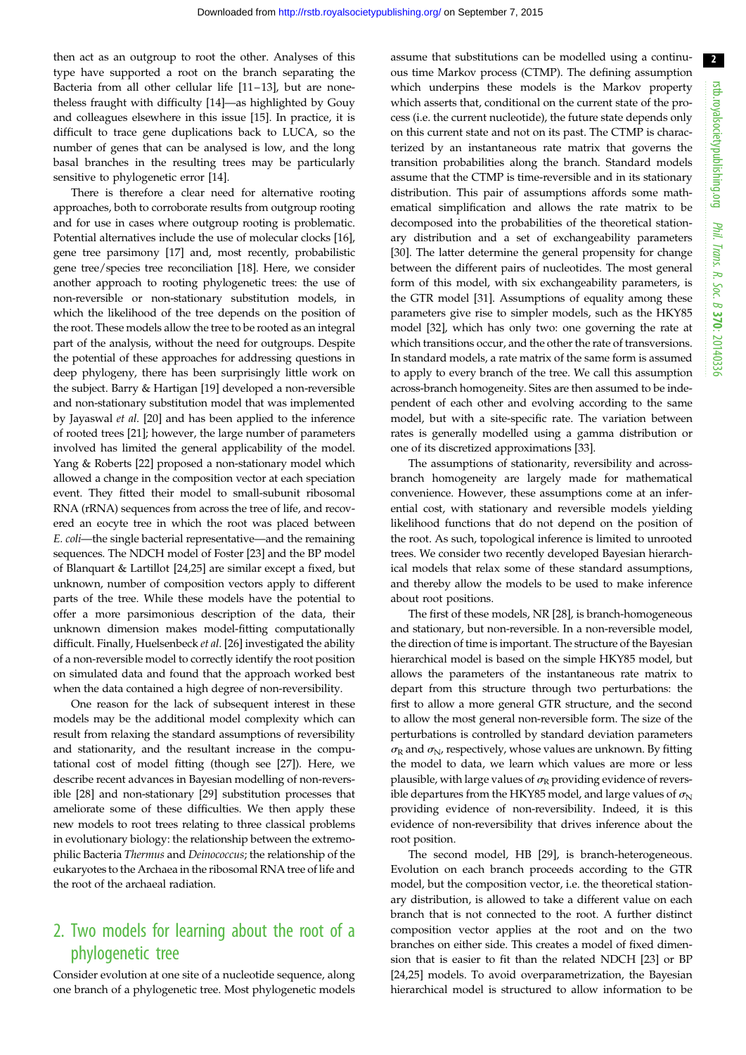then act as an outgroup to root the other. Analyses of this type have supported a root on the branch separating the Bacteria from all other cellular life [11–13], but are nonetheless fraught with difficulty [14]—as highlighted by Gouy and colleagues elsewhere in this issue [15]. In practice, it is difficult to trace gene duplications back to LUCA, so the number of genes that can be analysed is low, and the long basal branches in the resulting trees may be particularly sensitive to phylogenetic error [14].

There is therefore a clear need for alternative rooting approaches, both to corroborate results from outgroup rooting and for use in cases where outgroup rooting is problematic. Potential alternatives include the use of molecular clocks [16], gene tree parsimony [17] and, most recently, probabilistic gene tree/species tree reconciliation [18]. Here, we consider another approach to rooting phylogenetic trees: the use of non-reversible or non-stationary substitution models, in which the likelihood of the tree depends on the position of the root. These models allow the tree to be rooted as an integral part of the analysis, without the need for outgroups. Despite the potential of these approaches for addressing questions in deep phylogeny, there has been surprisingly little work on the subject. Barry & Hartigan [19] developed a non-reversible and non-stationary substitution model that was implemented by Jayaswal *et al.* [20] and has been applied to the inference of rooted trees [21]; however, the large number of parameters involved has limited the general applicability of the model. Yang & Roberts [22] proposed a non-stationary model which allowed a change in the composition vector at each speciation event. They fitted their model to small-subunit ribosomal RNA (rRNA) sequences from across the tree of life, and recovered an eocyte tree in which the root was placed between *E. coli*—the single bacterial representative—and the remaining sequences. The NDCH model of Foster [23] and the BP model of Blanquart & Lartillot [24,25] are similar except a fixed, but unknown, number of composition vectors apply to different parts of the tree. While these models have the potential to offer a more parsimonious description of the data, their unknown dimension makes model-fitting computationally difficult. Finally, Huelsenbeck *et al.* [26] investigated the ability of a non-reversible model to correctly identify the root position on simulated data and found that the approach worked best when the data contained a high degree of non-reversibility.

One reason for the lack of subsequent interest in these models may be the additional model complexity which can result from relaxing the standard assumptions of reversibility and stationarity, and the resultant increase in the computational cost of model fitting (though see [27]). Here, we describe recent advances in Bayesian modelling of non-reversible [28] and non-stationary [29] substitution processes that ameliorate some of these difficulties. We then apply these new models to root trees relating to three classical problems in evolutionary biology: the relationship between the extremophilic Bacteria *Thermus* and *Deinococcus*; the relationship of the eukaryotes to the Archaea in the ribosomal RNA tree of life and the root of the archaeal radiation.

## 2. Two models for learning about the root of a phylogenetic tree

Consider evolution at one site of a nucleotide sequence, along one branch of a phylogenetic tree. Most phylogenetic models assume that substitutions can be modelled using a continuous time Markov process (CTMP). The defining assumption which underpins these models is the Markov property which asserts that, conditional on the current state of the process (i.e. the current nucleotide), the future state depends only on this current state and not on its past. The CTMP is characterized by an instantaneous rate matrix that governs the transition probabilities along the branch. Standard models assume that the CTMP is time-reversible and in its stationary distribution. This pair of assumptions affords some mathematical simplification and allows the rate matrix to be decomposed into the probabilities of the theoretical stationary distribution and a set of exchangeability parameters [30]. The latter determine the general propensity for change between the different pairs of nucleotides. The most general form of this model, with six exchangeability parameters, is the GTR model [31]. Assumptions of equality among these parameters give rise to simpler models, such as the HKY85 model [32], which has only two: one governing the rate at which transitions occur, and the other the rate of transversions. In standard models, a rate matrix of the same form is assumed to apply to every branch of the tree. We call this assumption across-branch homogeneity. Sites are then assumed to be independent of each other and evolving according to the same model, but with a site-specific rate. The variation between rates is generally modelled using a gamma distribution or one of its discretized approximations [33].

The assumptions of stationarity, reversibility and across-branch homogeneity are largely made for mathematical convenience. However, these assumptions come at an inferential cost, with stationary and reversible models yielding likelihood functions that do not depend on the position of the root. As such, topological inference is limited to unrooted trees. We consider two recently developed Bayesian hierarchical models that relax some of these standard assumptions, and thereby allow the models to be used to make inference about root positions.

The first of these models, NR [28], is branch-homogeneous and stationary, but non-reversible. In a non-reversible model, the direction of time is important. The structure of the Bayesian hierarchical model is based on the simple HKY85 model, but allows the parameters of the instantaneous rate matrix to depart from this structure through two perturbations: the first to allow a more general GTR structure, and the second to allow the most general non-reversible form. The size of the perturbations is controlled by standard deviation parameters $\sigma_R$ and $\sigma_N$, respectively, whose values are unknown. By fitting the model to data, we learn which values are more or less plausible, with large values of $\sigma_R$ providing evidence of reversible departures from the HKY85 model, and large values of $\sigma_N$ providing evidence of non-reversibility. Indeed, it is this evidence of non-reversibility that drives inference about the root position.

The second model, HB [29], is branch-heterogeneous. Evolution on each branch proceeds according to the GTR model, but the composition vector, i.e. the theoretical stationary distribution, is allowed to take a different value on each branch that is not connected to the root. A further distinct composition vector applies at the root and on the two branches on either side. This creates a model of fixed dimension that is easier to fit than the related NDCH [23] or BP [24,25] models. To avoid overparametrization, the Bayesian hierarchical model is structured to allow information to be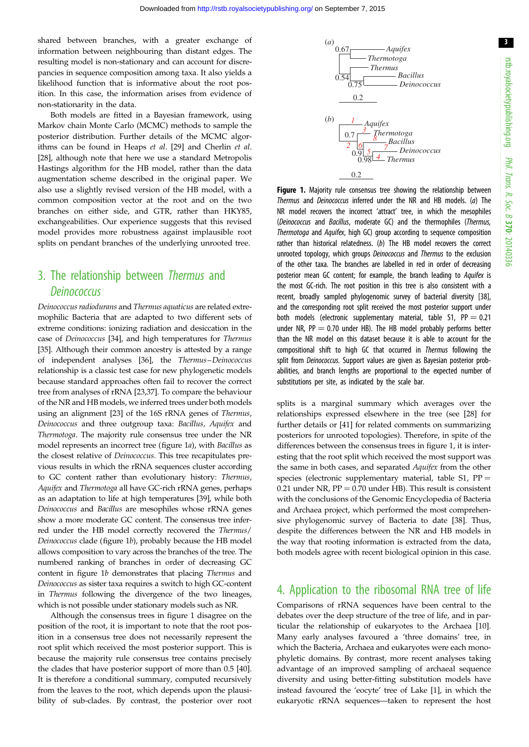shared between branches, with a greater exchange of information between neighbouring than distant edges. The resulting model is non-stationary and can account for discrepancies in sequence composition among taxa. It also yields a likelihood function that is informative about the root position. In this case, the information arises from evidence of non-stationarity in the data.

Both models are fitted in a Bayesian framework, using Markov chain Monte Carlo (MCMC) methods to sample the posterior distribution. Further details of the MCMC algorithms can be found in Heaps *et al*. [29] and Cherlin *et al*. [28], although note that here we use a standard Metropolis Hastings algorithm for the HB model, rather than the data augmentation scheme described in the original paper. We also use a slightly revised version of the HB model, with a common composition vector at the root and on the two branches on either side, and GTR, rather than HKY85, exchangeabilities. Our experience suggests that this revised model provides more robustness against implausible root splits on pendant branches of the underlying unrooted tree.

## 3. The relationship between *Thermus* and *Deinococcus*

*Deinococcus radiodurans* and *Thermus aquaticus* are related extremophilic Bacteria that are adapted to two different sets of extreme conditions: ionizing radiation and desiccation in the case of *Deinococcus* [34], and high temperatures for *Thermus* [35]. Although their common ancestry is attested by a range of independent analyses [36], the *Thermus*–*Deinococcus* relationship is a classic test case for new phylogenetic models because standard approaches often fail to recover the correct tree from analyses of rRNA [23,37]. To compare the behaviour of the NR and HB models, we inferred trees under both models using an alignment [23] of the 16S rRNA genes of *Thermus*, *Deinococcus* and three outgroup taxa: *Bacillus*, *Aquifex* and *Thermotoga*. The majority rule consensus tree under the NR model represents an incorrect tree (figure 1*a*), with *Bacillus* as the closest relative of *Deinococcus*. This tree recapitulates previous results in which the rRNA sequences cluster according to GC content rather than evolutionary history: *Thermus*, *Aquifex* and *Thermotoga* all have GC-rich rRNA genes, perhaps as an adaptation to life at high temperatures [39], while both *Deinococcus* and *Bacillus* are mesophiles whose rRNA genes show a more moderate GC content. The consensus tree inferred under the HB model correctly recovered the *Thermus*/*Deinococcus* clade (figure 1*b*), probably because the HB model allows composition to vary across the branches of the tree. The numbered ranking of branches in order of decreasing GC content in figure 1*b* demonstrates that placing *Thermus* and *Deinococcus* as sister taxa requires a switch to high GC-content in *Thermus* following the divergence of the two lineages, which is not possible under stationary models such as NR.

Although the consensus trees in figure 1 disagree on the position of the root, it is important to note that the root position in a consensus tree does not necessarily represent the root split which received the most posterior support. This is because the majority rule consensus tree contains precisely the clades that have posterior support of more than 0.5 [40]. It is therefore a conditional summary, computed recursively from the leaves to the root, which depends upon the plausibility of sub-clades. By contrast, the posterior over root splits is a marginal summary which averages over the relationships expressed elsewhere in the tree (see [28] for further details or [41] for related comments on summarizing posteriors for unrooted topologies). Therefore, in spite of the differences between the consensus trees in figure 1, it is interesting that the root split which received the most support was the same in both cases, and separated *Aquifex* from the other species (electronic supplementary material, table S1, PP = 0.21 under NR, PP = 0.70 under HB). This result is consistent with the conclusions of the Genomic Encyclopedia of Bacteria and Archaea project, which performed the most comprehensive phylogenomic survey of Bacteria to date [38]. Thus, despite the differences between the NR and HB models in the way that rooting information is extracted from the data, both models agree with recent biological opinion in this case.

**Figure 1.** Majority rule consensus tree showing the relationship between *Thermus* and *Deinococcus* inferred under the NR and HB models. (*a*) The NR model recovers the incorrect 'attract' tree, in which the mesophiles (*Deinococcus* and *Bacillus*, moderate GC) and the thermophiles (*Thermus*, *Thermotoga* and *Aquifex*, high GC) group according to sequence composition rather than historical relatedness. (*b*) The HB model recovers the correct unrooted topology, which groups *Deinococcus* and *Thermus* to the exclusion of the other taxa. The branches are labelled in red in order of decreasing posterior mean GC content; for example, the branch leading to *Aquifex* is the most GC-rich. The root position in this tree is also consistent with a recent, broadly sampled phylogenomic survey of bacterial diversity [38], and the corresponding root split received the most posterior support under both models (electronic supplementary material, table S1, PP = 0.21 under NR, PP = 0.70 under HB). The HB model probably performs better than the NR model on this dataset because it is able to account for the compositional shift to high GC that occurred in *Thermus* following the split from *Deinococcus*. Support values are given as Bayesian posterior probabilities, and branch lengths are proportional to the expected number of substitutions per site, as indicated by the scale bar.

## 4. Application to the ribosomal RNA tree of life

Comparisons of rRNA sequences have been central to the debates over the deep structure of the tree of life, and in particular the relationship of eukaryotes to the Archaea [10]. Many early analyses favoured a 'three domains' tree, in which the Bacteria, Archaea and eukaryotes were each monophyletic domains. By contrast, more recent analyses taking advantage of an improved sampling of archaeal sequence diversity and using better-fitting substitution models have instead favoured the 'eocyte' tree of Lake [1], in which the eukaryotic rRNA sequences—taken to represent the host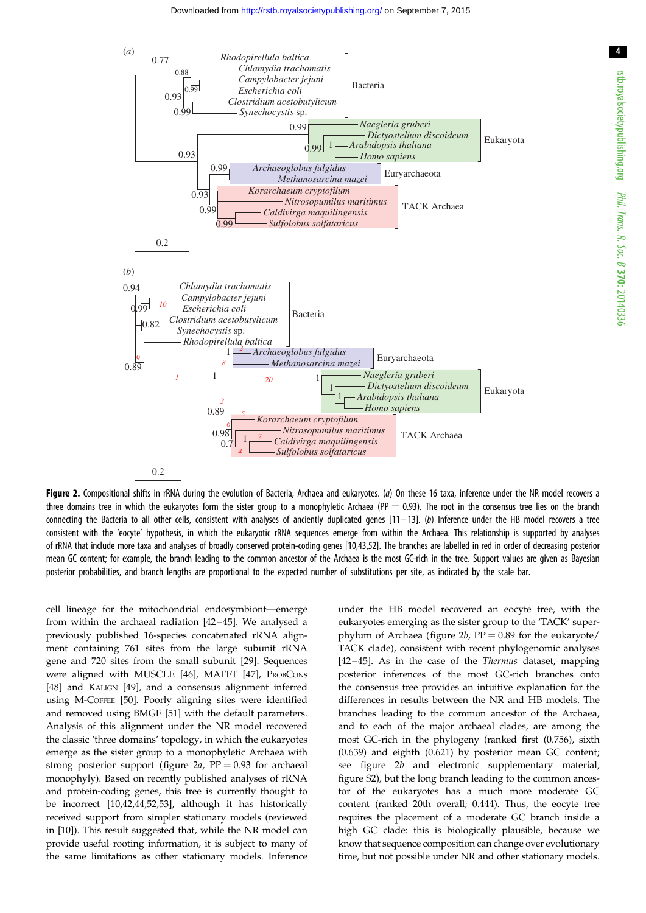**Figure 2.** Compositional shifts in rRNA during the evolution of Bacteria, Archaea and eukaryotes. (*a*) On these 16 taxa, inference under the NR model recovers a three domains tree in which the eukaryotes form the sister group to a monophyletic Archaea (PP = 0.93). The root in the consensus tree lies on the branch connecting the Bacteria to all other cells, consistent with analyses of anciently duplicated genes [11–13]. (*b*) Inference under the HB model recovers a tree consistent with the 'eocyte' hypothesis, in which the eukaryotic rRNA sequences emerge from within the Archaea. This relationship is supported by analyses of rRNA that include more taxa and analyses of broadly conserved protein-coding genes [10,43,52]. The branches are labelled in red in order of decreasing posterior mean GC content; for example, the branch leading to the common ancestor of the Archaea is the most GC-rich in the tree. Support values are given as Bayesian posterior probabilities, and branch lengths are proportional to the expected number of substitutions per site, as indicated by the scale bar.

cell lineage for the mitochondrial endosymbiont—emerge from within the archaeal radiation [42–45]. We analysed a previously published 16-species concatenated rRNA alignment containing 761 sites from the large subunit rRNA gene and 720 sites from the small subunit [29]. Sequences were aligned with MUSCLE [46], MAFFT [47], ProbCons [48] and Kalign [49], and a consensus alignment inferred using M-Coffee [50]. Poorly aligning sites were identified and removed using BMGE [51] with the default parameters. Analysis of this alignment under the NR model recovered the classic 'three domains' topology, in which the eukaryotes emerge as the sister group to a monophyletic Archaea with strong posterior support (figure 2*a*, PP = 0.93 for archaeal monophyly). Based on recently published analyses of rRNA and protein-coding genes, this tree is currently thought to be incorrect [10,42,44,52,53], although it has historically received support from simpler stationary models (reviewed in [10]). This result suggested that, while the NR model can provide useful rooting information, it is subject to many of the same limitations as other stationary models. Inference under the HB model recovered an eocyte tree, with the eukaryotes emerging as the sister group to the 'TACK' superphylum of Archaea (figure 2*b*, PP = 0.89 for the eukaryote/TACK clade), consistent with recent phylogenomic analyses [42–45]. As in the case of the *Thermus* dataset, mapping posterior inferences of the most GC-rich branches onto the consensus tree provides an intuitive explanation for the differences in results between the NR and HB models. The branches leading to the common ancestor of the Archaea, and to each of the major archaeal clades, are among the most GC-rich in the phylogeny (ranked first (0.756), sixth (0.639) and eighth (0.621) by posterior mean GC content; see figure 2*b* and electronic supplementary material, figure S2), but the long branch leading to the common ancestor of the eukaryotes has a much more moderate GC content (ranked 20th overall; 0.444). Thus, the eocyte tree requires the placement of a moderate GC branch inside a high GC clade: this is biologically plausible, because we know that sequence composition can change over evolutionary time, but not possible under NR and other stationary models.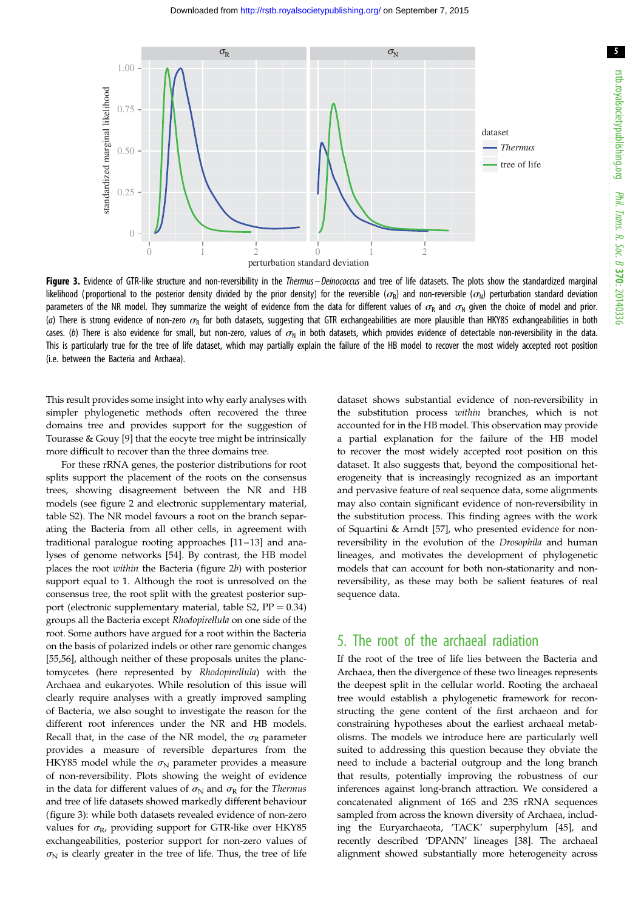Figure 3. Evidence of GTR-like structure and non-reversibility in the *Thermus*–*Deinococcus* and tree of life datasets. The plots show the standardized marginal likelihood (proportional to the posterior density divided by the prior density) for the reversible ($\sigma_R$) and non-reversible ($\sigma_N$) perturbation standard deviation parameters of the NR model. They summarize the weight of evidence from the data for different values of $\sigma_R$ and $\sigma_N$ given the choice of model and prior. (*a*) There is strong evidence of non-zero $\sigma_R$ for both datasets, suggesting that GTR exchangeabilities are more plausible than HKY85 exchangeabilities in both cases. (*b*) There is also evidence for small, but non-zero, values of $\sigma_N$ in both datasets, which provides evidence of detectable non-reversibility in the data. This is particularly true for the tree of life dataset, which may partially explain the failure of the HB model to recover the most widely accepted root position (i.e. between the Bacteria and Archaea).

This result provides some insight into why early analyses with simpler phylogenetic methods often recovered the three domains tree and provides support for the suggestion of Tourasse & Gouy [9] that the eocyte tree might be intrinsically more difficult to recover than the three domains tree.

For these rRNA genes, the posterior distributions for root splits support the placement of the roots on the consensus trees, showing disagreement between the NR and HB models (see figure 2 and electronic supplementary material, table S2). The NR model favours a root on the branch separating the Bacteria from all other cells, in agreement with traditional paralogue rooting approaches [11–13] and analyses of genome networks [54]. By contrast, the HB model places the root *within* the Bacteria (figure 2*b*) with posterior support equal to 1. Although the root is unresolved on the consensus tree, the root split with the greatest posterior support (electronic supplementary material, table S2, PP = 0.34) groups all the Bacteria except *Rhodopirellula* on one side of the root. Some authors have argued for a root within the Bacteria on the basis of polarized indels or other rare genomic changes [55,56], although neither of these proposals unites the planctomycetes (here represented by *Rhodopirellula*) with the Archaea and eukaryotes. While resolution of this issue will clearly require analyses with a greatly improved sampling of Bacteria, we also sought to investigate the reason for the different root inferences under the NR and HB models. Recall that, in the case of the NR model, the $\sigma_R$ parameter provides a measure of reversible departures from the HKY85 model while the $\sigma_N$ parameter provides a measure of non-reversibility. Plots showing the weight of evidence in the data for different values of $\sigma_N$ and $\sigma_R$ for the *Thermus* and tree of life datasets showed markedly different behaviour (figure 3): while both datasets revealed evidence of non-zero values for $\sigma_R$, providing support for GTR-like over HKY85 exchangeabilities, posterior support for non-zero values of $\sigma_N$ is clearly greater in the tree of life. Thus, the tree of life dataset shows substantial evidence of non-reversibility in the substitution process *within* branches, which is not accounted for in the HB model. This observation may provide a partial explanation for the failure of the HB model to recover the most widely accepted root position on this dataset. It also suggests that, beyond the compositional heterogeneity that is increasingly recognized as an important and pervasive feature of real sequence data, some alignments may also contain significant evidence of non-reversibility in the substitution process. This finding agrees with the work of Squartini & Arndt [57], who presented evidence for non-reversibility in the evolution of the *Drosophila* and human lineages, and motivates the development of phylogenetic models that can account for both non-stationarity and non-reversibility, as these may both be salient features of real sequence data.

## 5. The root of the archaeal radiation

If the root of the tree of life lies between the Bacteria and Archaea, then the divergence of these two lineages represents the deepest split in the cellular world. Rooting the archaeal tree would establish a phylogenetic framework for reconstructing the gene content of the first archaeon and for constraining hypotheses about the earliest archaeal metabolisms. The models we introduce here are particularly well suited to addressing this question because they obviate the need to include a bacterial outgroup and the long branch that results, potentially improving the robustness of our inferences against long-branch attraction. We considered a concatenated alignment of 16S and 23S rRNA sequences sampled from across the known diversity of Archaea, including the Euryarchaeota, 'TACK' superphylum [45], and recently described 'DPANN' lineages [38]. The archaeal alignment showed substantially more heterogeneity across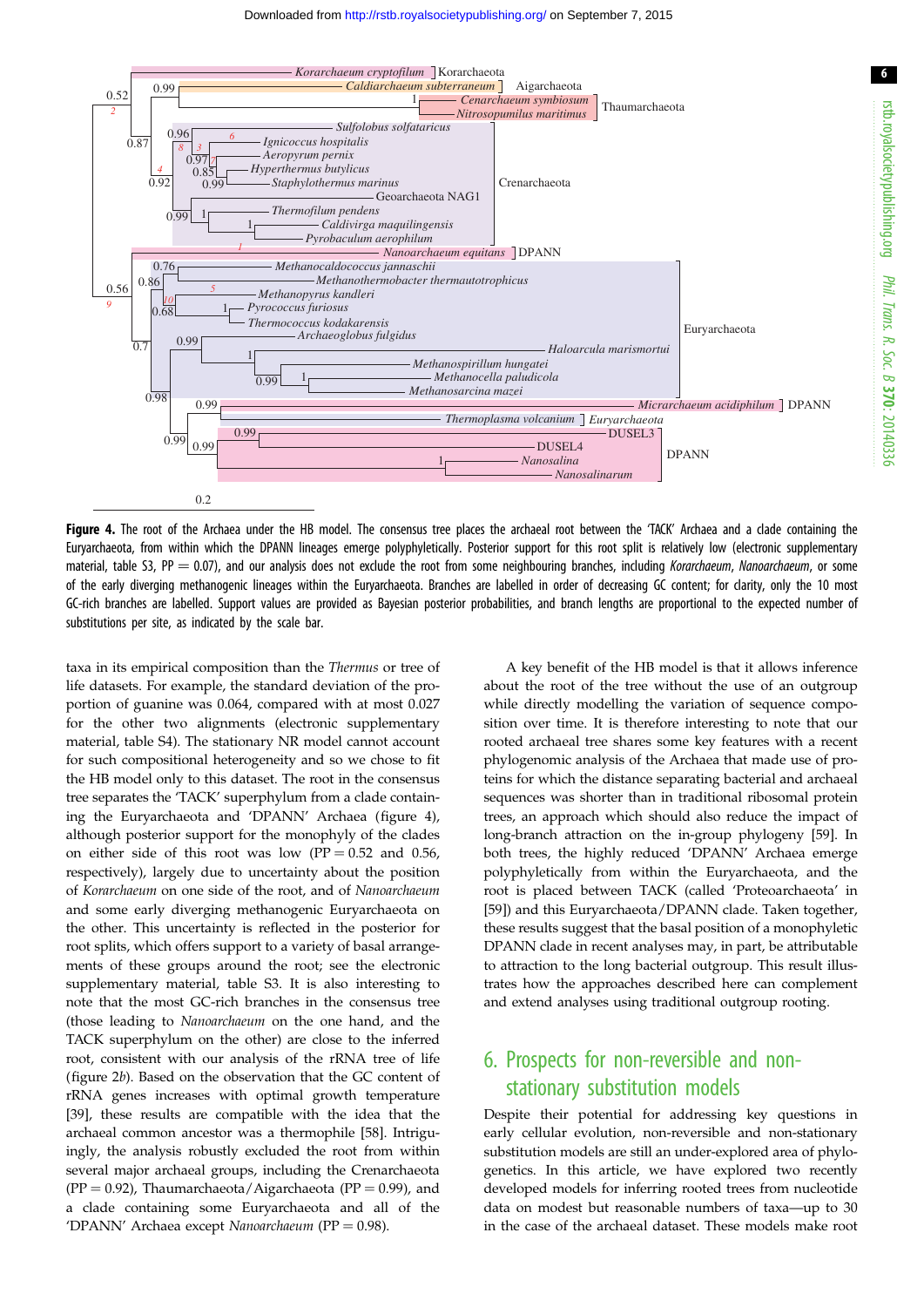Figure 4. The root of the Archaea under the HB model. The consensus tree places the archaeal root between the 'TACK' Archaea and a clade containing the Euryarchaeota, from within which the DPANN lineages emerge polyphyletically. Posterior support for this root split is relatively low (electronic supplementary material, table S3, PP = 0.07), and our analysis does not exclude the root from some neighbouring branches, including *Korarchaeum*, *Nanoarchaeum*, or some of the early diverging methanogenic lineages within the Euryarchaeota. Branches are labelled in order of decreasing GC content; for clarity, only the 10 most GC-rich branches are labelled. Support values are provided as Bayesian posterior probabilities, and branch lengths are proportional to the expected number of substitutions per site, as indicated by the scale bar.

taxa in its empirical composition than the *Thermus* or tree of life datasets. For example, the standard deviation of the proportion of guanine was 0.064, compared with at most 0.027 for the other two alignments (electronic supplementary material, table S4). The stationary NR model cannot account for such compositional heterogeneity and so we chose to fit the HB model only to this dataset. The root in the consensus tree separates the 'TACK' superphylum from a clade containing the Euryarchaeota and 'DPANN' Archaea (figure 4), although posterior support for the monophyly of the clades on either side of this root was low (PP = 0.52 and 0.56, respectively), largely due to uncertainty about the position of *Korarchaeum* on one side of the root, and of *Nanoarchaeum* and some early diverging methanogenic Euryarchaeota on the other. This uncertainty is reflected in the posterior for root splits, which offers support to a variety of basal arrangements of these groups around the root; see the electronic supplementary material, table S3. It is also interesting to note that the most GC-rich branches in the consensus tree (those leading to *Nanoarchaeum* on the one hand, and the TACK superphylum on the other) are close to the inferred root, consistent with our analysis of the rRNA tree of life (figure 2*b*). Based on the observation that the GC content of rRNA genes increases with optimal growth temperature [39], these results are compatible with the idea that the archaeal common ancestor was a thermophile [58]. Intriguingly, the analysis robustly excluded the root from within several major archaeal groups, including the Crenarchaeota (PP = 0.92), Thaumarchaeota/Aigarchaeota (PP = 0.99), and a clade containing some Euryarchaeota and all of the 'DPANN' Archaea except *Nanoarchaeum* (PP = 0.98).

A key benefit of the HB model is that it allows inference about the root of the tree without the use of an outgroup while directly modelling the variation of sequence composition over time. It is therefore interesting to note that our rooted archaeal tree shares some key features with a recent phylogenomic analysis of the Archaea that made use of proteins for which the distance separating bacterial and archaeal sequences was shorter than in traditional ribosomal protein trees, an approach which should also reduce the impact of long-branch attraction on the in-group phylogeny [59]. In both trees, the highly reduced 'DPANN' Archaea emerge polyphyletically from within the Euryarchaeota, and the root is placed between TACK (called 'Proteoarchaeota' in [59]) and this Euryarchaeota/DPANN clade. Taken together, these results suggest that the basal position of a monophyletic DPANN clade in recent analyses may, in part, be attributable to attraction to the long bacterial outgroup. This result illustrates how the approaches described here can complement and extend analyses using traditional outgroup rooting.

## 6. Prospects for non-reversible and non-stationary substitution models

Despite their potential for addressing key questions in early cellular evolution, non-reversible and non-stationary substitution models are still an under-explored area of phylogenetics. In this article, we have explored two recently developed models for inferring rooted trees from nucleotide data on modest but reasonable numbers of taxa—up to 30 in the case of the archaeal dataset. These models make root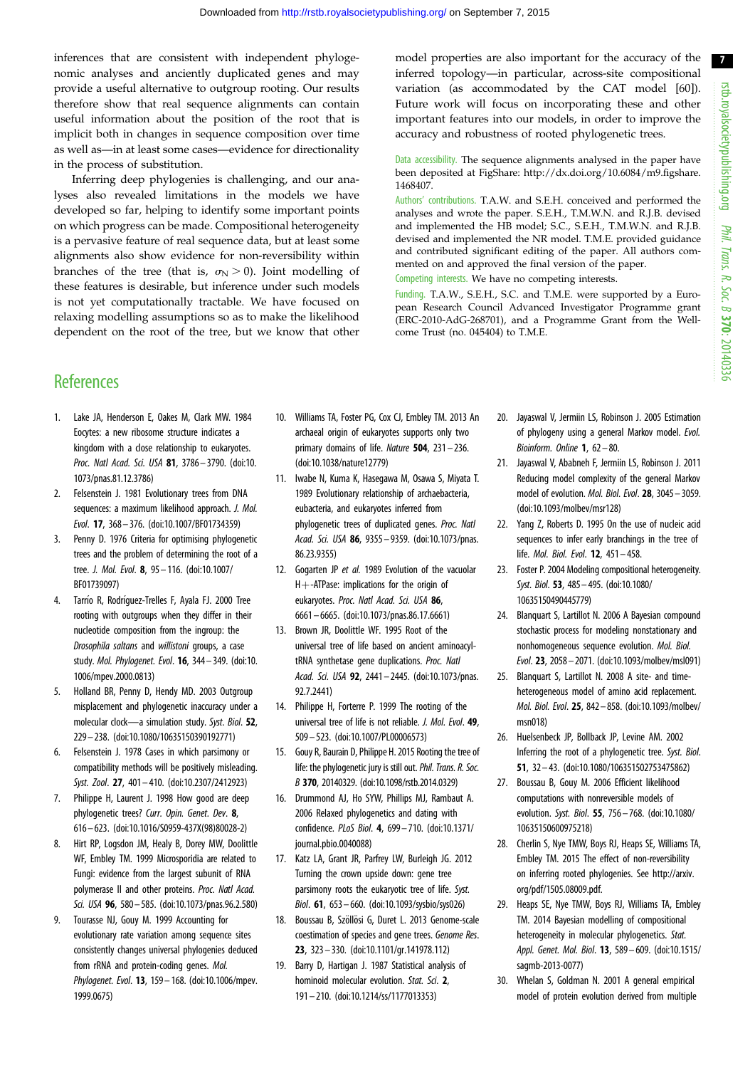inferences that are consistent with independent phylogenomic analyses and anciently duplicated genes and may provide a useful alternative to outgroup rooting. Our results therefore show that real sequence alignments can contain useful information about the position of the root that is implicit both in changes in sequence composition over time as well as—in at least some cases—evidence for directionality in the process of substitution.

Inferring deep phylogenies is challenging, and our analyses also revealed limitations in the models we have developed so far, helping to identify some important points on which progress can be made. Compositional heterogeneity is a pervasive feature of real sequence data, but at least some alignments also show evidence for non-reversibility within branches of the tree (that is, $\sigma_N > 0$). Joint modelling of these features is desirable, but inference under such models is not yet computationally tractable. We have focused on relaxing modelling assumptions so as to make the likelihood dependent on the root of the tree, but we know that other model properties are also important for the accuracy of the inferred topology—in particular, across-site compositional variation (as accommodated by the CAT model [60]). Future work will focus on incorporating these and other important features into our models, in order to improve the accuracy and robustness of rooted phylogenetic trees.

Data accessibility. The sequence alignments analysed in the paper have been deposited at FigShare: http://dx.doi.org/10.6084/m9.figshare.1468407.

Authors' contributions. T.A.W. and S.E.H. conceived and performed the analyses and wrote the paper. S.E.H., T.M.W.N. and R.J.B. devised and implemented the HB model; S.C., S.E.H., T.M.W.N. and R.J.B. devised and implemented the NR model. T.M.E. provided guidance and contributed significant editing of the paper. All authors commented on and approved the final version of the paper.

Competing interests. We have no competing interests.

Funding. T.A.W., S.E.H., S.C. and T.M.E. were supported by a European Research Council Advanced Investigator Programme grant (ERC-2010-AdG-268701), and a Programme Grant from the Wellcome Trust (no. 045404) to T.M.E.

# References

1. Lake JA, Henderson E, Oakes M, Clark MW. 1984 Eocytes: a new ribosome structure indicates a kingdom with a close relationship to eukaryotes. *Proc. Natl Acad. Sci. USA* **81**, 3786–3790. (doi:10.1073/pnas.81.12.3786)
2. Felsenstein J. 1981 Evolutionary trees from DNA sequences: a maximum likelihood approach. *J. Mol. Evol.* **17**, 368–376. (doi:10.1007/BF01734359)
3. Penny D. 1976 Criteria for optimising phylogenetic trees and the problem of determining the root of a tree. *J. Mol. Evol.* **8**, 95–116. (doi:10.1007/BF01739097)
4. Tarrío R, Rodríguez-Trelles F, Ayala FJ. 2000 Tree rooting with outgroups when they differ in their nucleotide composition from the ingroup: the *Drosophila saltans* and *willistoni* groups, a case study. *Mol. Phylogenet. Evol.* **16**, 344–349. (doi:10.1006/mpev.2000.0813)
5. Holland BR, Penny D, Hendy MD. 2003 Outgroup misplacement and phylogenetic inaccuracy under a molecular clock—a simulation study. *Syst. Biol.* **52**, 229–238. (doi:10.1080/10635150390192771)
6. Felsenstein J. 1978 Cases in which parsimony or compatibility methods will be positively misleading. *Syst. Zool.* **27**, 401–410. (doi:10.2307/2412923)
7. Philippe H, Laurent J. 1998 How good are deep phylogenetic trees? *Curr. Opin. Genet. Dev.* **8**, 616–623. (doi:10.1016/S0959-437X(98)80028-2)
8. Hirt RP, Logsdon JM, Healy B, Dorey MW, Doolittle WF, Embley TM. 1999 Microsporidia are related to Fungi: evidence from the largest subunit of RNA polymerase II and other proteins. *Proc. Natl Acad. Sci. USA* **96**, 580–585. (doi:10.1073/pnas.96.2.580)
9. Tourasse NJ, Gouy M. 1999 Accounting for evolutionary rate variation among sequence sites consistently changes universal phylogenies deduced from rRNA and protein-coding genes. *Mol. Phylogenet. Evol.* **13**, 159–168. (doi:10.1006/mpev.1999.0675)
10. Williams TA, Foster PG, Cox CJ, Embley TM. 2013 An archaeal origin of eukaryotes supports only two primary domains of life. *Nature* **504**, 231–236. (doi:10.1038/nature12779)
11. Iwabe N, Kuma K, Hasegawa M, Osawa S, Miyata T. 1989 Evolutionary relationship of archaebacteria, eubacteria, and eukaryotes inferred from phylogenetic trees of duplicated genes. *Proc. Natl Acad. Sci. USA* **86**, 9355–9359. (doi:10.1073/pnas.86.23.9355)
12. Gogarten JP *et al.* 1989 Evolution of the vacuolar H+-ATPase: implications for the origin of eukaryotes. *Proc. Natl Acad. Sci. USA* **86**, 6661–6665. (doi:10.1073/pnas.86.17.6661)
13. Brown JR, Doolittle WF. 1995 Root of the universal tree of life based on ancient aminoacyl-tRNA synthetase gene duplications. *Proc. Natl Acad. Sci. USA* **92**, 2441–2445. (doi:10.1073/pnas.92.7.2441)
14. Philippe H, Forterre P. 1999 The rooting of the universal tree of life is not reliable. *J. Mol. Evol.* **49**, 509–523. (doi:10.1007/PL00006573)
15. Gouy R, Baurain D, Philippe H. 2015 Rooting the tree of life: the phylogenetic jury is still out. *Phil. Trans. R. Soc. B* **370**, 20140329. (doi:10.1098/rstb.2014.0329)
16. Drummond AJ, Ho SYW, Phillips MJ, Rambaut A. 2006 Relaxed phylogenetics and dating with confidence. *PLoS Biol.* **4**, 699–710. (doi:10.1371/journal.pbio.0040088)
17. Katz LA, Grant JR, Parfrey LW, Burleigh JG. 2012 Turning the crown upside down: gene tree parsimony roots the eukaryotic tree of life. *Syst. Biol.* **61**, 653–660. (doi:10.1093/sysbio/sys026)
18. Boussau B, Szöllősi G, Duret L. 2013 Genome-scale coestimation of species and gene trees. *Genome Res.* **23**, 323–330. (doi:10.1101/gr.141978.112)
19. Barry D, Hartigan J. 1987 Statistical analysis of hominoid molecular evolution. *Stat. Sci.* **2**, 191–210. (doi:10.1214/ss/1177013353)
20. Jayaswal V, Jermiin LS, Robinson J. 2005 Estimation of phylogeny using a general Markov model. *Evol. Bioinform. Online* **1**, 62–80.
21. Jayaswal V, Ababneh F, Jermiin LS, Robinson J. 2011 Reducing model complexity of the general Markov model of evolution. *Mol. Biol. Evol.* **28**, 3045–3059. (doi:10.1093/molbev/msr128)
22. Yang Z, Roberts D. 1995 On the use of nucleic acid sequences to infer early branchings in the tree of life. *Mol. Biol. Evol.* **12**, 451–458.
23. Foster P. 2004 Modeling compositional heterogeneity. *Syst. Biol.* **53**, 485–495. (doi:10.1080/10635150490445779)
24. Blanquart S, Lartillot N. 2006 A Bayesian compound stochastic process for modeling nonstationary and nonhomogeneous sequence evolution. *Mol. Biol. Evol.* **23**, 2058–2071. (doi:10.1093/molbev/msl091)
25. Blanquart S, Lartillot N. 2008 A site- and time-heterogeneous model of amino acid replacement. *Mol. Biol. Evol.* **25**, 842–858. (doi:10.1093/molbev/msn018)
26. Huelsenbeck JP, Bollback JP, Levine AM. 2002 Inferring the root of a phylogenetic tree. *Syst. Biol.* **51**, 32–43. (doi:10.1080/106351502753475862)
27. Boussau B, Gouy M. 2006 Efficient likelihood computations with nonreversible models of evolution. *Syst. Biol.* **55**, 756–768. (doi:10.1080/10635150600975218)
28. Cherlin S, Nye TMW, Boys RJ, Heaps SE, Williams TA, Embley TM. 2015 The effect of non-reversibility on inferring rooted phylogenies. See http://arxiv.org/pdf/1505.08009.pdf.
29. Heaps SE, Nye TMW, Boys RJ, Williams TA, Embley TM. 2014 Bayesian modelling of compositional heterogeneity in molecular phylogenetics. *Stat. Appl. Genet. Mol. Biol.* **13**, 589–609. (doi:10.1515/sagmb-2013-0077)
30. Whelan S, Goldman N. 2001 A general empirical model of protein evolution derived from multiple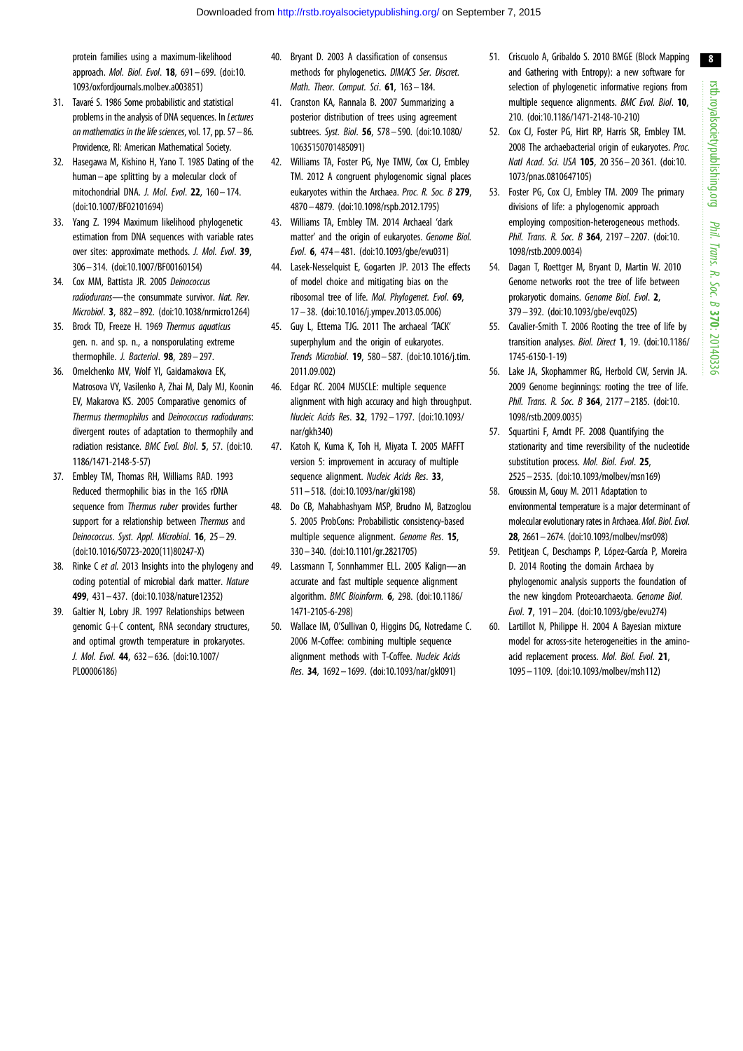protein families using a maximum-likelihood approach. *Mol. Biol. Evol*. **18**, 691–699. (doi:10.1093/oxfordjournals.molbev.a003851)

31. Tavaré S. 1986 Some probabilistic and statistical problems in the analysis of DNA sequences. In *Lectures on mathematics in the life sciences*, vol. 17, pp. 57–86. Providence, RI: American Mathematical Society.
32. Hasegawa M, Kishino H, Yano T. 1985 Dating of the human–ape splitting by a molecular clock of mitochondrial DNA. *J. Mol. Evol*. **22**, 160–174. (doi:10.1007/BF02101694)
33. Yang Z. 1994 Maximum likelihood phylogenetic estimation from DNA sequences with variable rates over sites: approximate methods. *J. Mol. Evol*. **39**, 306–314. (doi:10.1007/BF00160154)
34. Cox MM, Battista JR. 2005 *Deinococcus radiodurans*—the consummate survivor. *Nat. Rev. Microbiol*. **3**, 882–892. (doi:10.1038/nrmicro1264)
35. Brock TD, Freeze H. 1969 *Thermus aquaticus* gen. n. and sp. n., a nonsporulating extreme thermophile. *J. Bacteriol*. **98**, 289–297.
36. Omelchenko MV, Wolf YI, Gaidamakova EK, Matrosova VY, Vasilenko A, Zhai M, Daly MJ, Koonin EV, Makarova KS. 2005 Comparative genomics of *Thermus thermophilus* and *Deinococcus radiodurans*: divergent routes of adaptation to thermophily and radiation resistance. *BMC Evol. Biol*. **5**, 57. (doi:10.1186/1471-2148-5-57)
37. Embley TM, Thomas RH, Williams RAD. 1993 Reduced thermophilic bias in the 16S rDNA sequence from *Thermus ruber* provides further support for a relationship between *Thermus* and *Deinococcus*. *Syst. Appl. Microbiol*. **16**, 25–29. (doi:10.1016/S0723-2020(11)80247-X)
38. Rinke C *et al.* 2013 Insights into the phylogeny and coding potential of microbial dark matter. *Nature* **499**, 431–437. (doi:10.1038/nature12352)
39. Galtier N, Lobry JR. 1997 Relationships between genomic G+C content, RNA secondary structures, and optimal growth temperature in prokaryotes. *J. Mol. Evol*. **44**, 632–636. (doi:10.1007/PL00006186)
40. Bryant D. 2003 A classification of consensus methods for phylogenetics. *DIMACS Ser. Discret. Math. Theor. Comput. Sci*. **61**, 163–184.
41. Cranston KA, Rannala B. 2007 Summarizing a posterior distribution of trees using agreement subtrees. *Syst. Biol*. **56**, 578–590. (doi:10.1080/10635150701485091)
42. Williams TA, Foster PG, Nye TMW, Cox CJ, Embley TM. 2012 A congruent phylogenomic signal places eukaryotes within the Archaea. *Proc. R. Soc. B* **279**, 4870–4879. (doi:10.1098/rspb.2012.1795)
43. Williams TA, Embley TM. 2014 Archaeal 'dark matter' and the origin of eukaryotes. *Genome Biol. Evol*. **6**, 474–481. (doi:10.1093/gbe/evu031)
44. Lasek-Nesselquist E, Gogarten JP. 2013 The effects of model choice and mitigating bias on the ribosomal tree of life. *Mol. Phylogenet. Evol*. **69**, 17–38. (doi:10.1016/j.ympev.2013.05.006)
45. Guy L, Ettema TJG. 2011 The archaeal 'TACK' superphylum and the origin of eukaryotes. *Trends Microbiol*. **19**, 580–587. (doi:10.1016/j.tim.2011.09.002)
46. Edgar RC. 2004 MUSCLE: multiple sequence alignment with high accuracy and high throughput. *Nucleic Acids Res*. **32**, 1792–1797. (doi:10.1093/nar/gkh340)
47. Katoh K, Kuma K, Toh H, Miyata T. 2005 MAFFT version 5: improvement in accuracy of multiple sequence alignment. *Nucleic Acids Res*. **33**, 511–518. (doi:10.1093/nar/gki198)
48. Do CB, Mahabhashyam MSP, Brudno M, Batzoglou S. 2005 ProbCons: Probabilistic consistency-based multiple sequence alignment. *Genome Res*. **15**, 330–340. (doi:10.1101/gr.2821705)
49. Lassmann T, Sonnhammer ELL. 2005 Kalign—an accurate and fast multiple sequence alignment algorithm. *BMC Bioinform*. **6**, 298. (doi:10.1186/1471-2105-6-298)
50. Wallace IM, O'Sullivan O, Higgins DG, Notredame C. 2006 M-Coffee: combining multiple sequence alignment methods with T-Coffee. *Nucleic Acids Res*. **34**, 1692–1699. (doi:10.1093/nar/gkl091)
51. Criscuolo A, Gribaldo S. 2010 BMGE (Block Mapping and Gathering with Entropy): a new software for selection of phylogenetic informative regions from multiple sequence alignments. *BMC Evol. Biol*. **10**, 210. (doi:10.1186/1471-2148-10-210)
52. Cox CJ, Foster PG, Hirt RP, Harris SR, Embley TM. 2008 The archaebacterial origin of eukaryotes. *Proc. Natl Acad. Sci. USA* **105**, 20 356–20 361. (doi:10.1073/pnas.0810647105)
53. Foster PG, Cox CJ, Embley TM. 2009 The primary divisions of life: a phylogenomic approach employing composition-heterogeneous methods. *Phil. Trans. R. Soc. B* **364**, 2197–2207. (doi:10.1098/rstb.2009.0034)
54. Dagan T, Roettger M, Bryant D, Martin W. 2010 Genome networks root the tree of life between prokaryotic domains. *Genome Biol. Evol*. **2**, 379–392. (doi:10.1093/gbe/evq025)
55. Cavalier-Smith T. 2006 Rooting the tree of life by transition analyses. *Biol. Direct* **1**, 19. (doi:10.1186/1745-6150-1-19)
56. Lake JA, Skophammer RG, Herbold CW, Servin JA. 2009 Genome beginnings: rooting the tree of life. *Phil. Trans. R. Soc. B* **364**, 2177–2185. (doi:10.1098/rstb.2009.0035)
57. Squartini F, Arndt PF. 2008 Quantifying the stationarity and time reversibility of the nucleotide substitution process. *Mol. Biol. Evol*. **25**, 2525–2535. (doi:10.1093/molbev/msn169)
58. Groussin M, Gouy M. 2011 Adaptation to environmental temperature is a major determinant of molecular evolutionary rates in Archaea. *Mol. Biol. Evol*. **28**, 2661–2674. (doi:10.1093/molbev/msr098)
59. Petitjean C, Deschamps P, López-García P, Moreira D. 2014 Rooting the domain Archaea by phylogenomic analysis supports the foundation of the new kingdom Proteoarchaeota. *Genome Biol. Evol*. **7**, 191–204. (doi:10.1093/gbe/evu274)
60. Lartillot N, Philippe H. 2004 A Bayesian mixture model for across-site heterogeneities in the amino-acid replacement process. *Mol. Biol. Evol*. **21**, 1095–1109. (doi:10.1093/molbev/msh112)